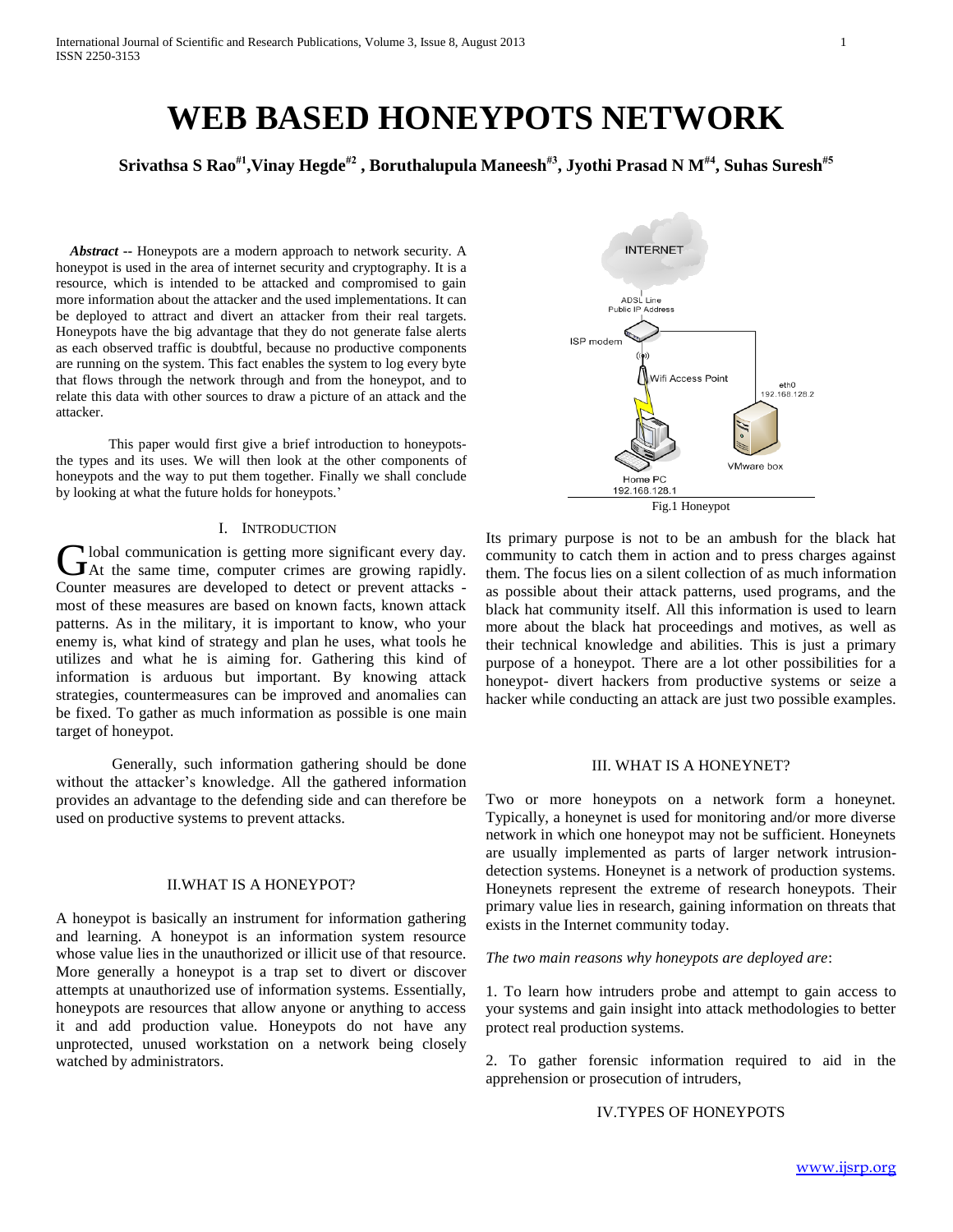# WEB BASED HONEYPOTS NETWORK

**Srivathsa S Rao[#1], Vinay Hegde[#2], Boruthalupula Maneesh[#3], Jyothi Prasad N M[#4], Suhas Suresh[#5]**

***Abstract*** -- Honeypots are a modern approach to network security. A honeypot is used in the area of internet security and cryptography. It is a resource, which is intended to be attacked and compromised to gain more information about the attacker and the used implementations. It can be deployed to attract and divert an attacker from their real targets. Honeypots have the big advantage that they do not generate false alerts as each observed traffic is doubtful, because no productive components are running on the system. This fact enables the system to log every byte that flows through the network through and from the honeypot, and to relate this data with other sources to draw a picture of an attack and the attacker.

This paper would first give a brief introduction to honeypots-the types and its uses. We will then look at the other components of honeypots and the way to put them together. Finally we shall conclude by looking at what the future holds for honeypots.'

## I. Introduction

Global communication is getting more significant every day. At the same time, computer crimes are growing rapidly. Counter measures are developed to detect or prevent attacks - most of these measures are based on known facts, known attack patterns. As in the military, it is important to know, who your enemy is, what kind of strategy and plan he uses, what tools he utilizes and what he is aiming for. Gathering this kind of information is arduous but important. By knowing attack strategies, countermeasures can be improved and anomalies can be fixed. To gather as much information as possible is one main target of honeypot.

Generally, such information gathering should be done without the attacker's knowledge. All the gathered information provides an advantage to the defending side and can therefore be used on productive systems to prevent attacks.

## II. WHAT IS A HONEYPOT?

A honeypot is basically an instrument for information gathering and learning. A honeypot is an information system resource whose value lies in the unauthorized or illicit use of that resource. More generally a honeypot is a trap set to divert or discover attempts at unauthorized use of information systems. Essentially, honeypots are resources that allow anyone or anything to access it and add production value. Honeypots do not have any unprotected, unused workstation on a network being closely watched by administrators.

INTERNET

ADSL Line
Public IP Address

ISP modem

Wifi Access Point

eth0
192.168.128.2

VMware box

Home PC
192.168.128.1

Fig.1 Honeypot

Its primary purpose is not to be an ambush for the black hat community to catch them in action and to press charges against them. The focus lies on a silent collection of as much information as possible about their attack patterns, used programs, and the black hat community itself. All this information is used to learn more about the black hat proceedings and motives, as well as their technical knowledge and abilities. This is just a primary purpose of a honeypot. There are a lot other possibilities for a honeypot- divert hackers from productive systems or seize a hacker while conducting an attack are just two possible examples.

## III. WHAT IS A HONEYNET?

Two or more honeypots on a network form a honeynet. Typically, a honeynet is used for monitoring and/or more diverse network in which one honeypot may not be sufficient. Honeynets are usually implemented as parts of larger network intrusion-detection systems. Honeynet is a network of production systems. Honeynets represent the extreme of research honeypots. Their primary value lies in research, gaining information on threats that exists in the Internet community today.

*The two main reasons why honeypots are deployed are*:

1. To learn how intruders probe and attempt to gain access to your systems and gain insight into attack methodologies to better protect real production systems.

2. To gather forensic information required to aid in the apprehension or prosecution of intruders,

## IV. TYPES OF HONEYPOTS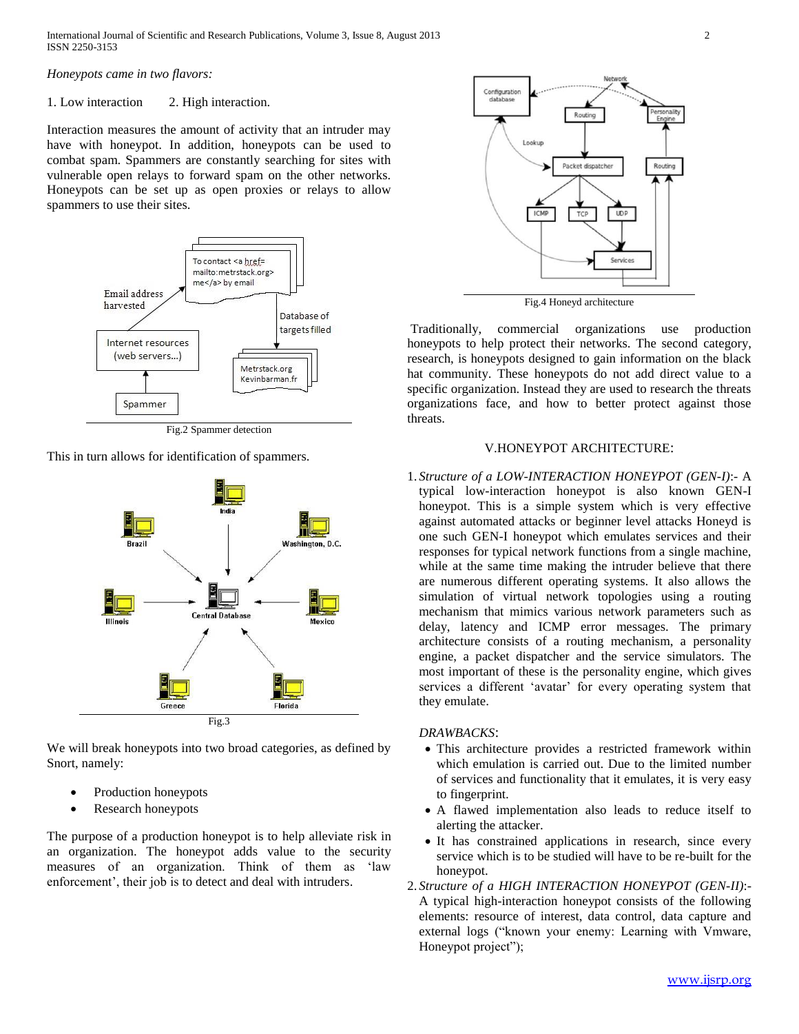*Honeypots came in two flavors:*

1. Low interaction  2. High interaction.

Interaction measures the amount of activity that an intruder may have with honeypot. In addition, honeypots can be used to combat spam. Spammers are constantly searching for sites with vulnerable open relays to forward spam on the other networks. Honeypots can be set up as open proxies or relays to allow spammers to use their sites.

Fig.2 Spammer detection

This in turn allows for identification of spammers.

Fig.3

We will break honeypots into two broad categories, as defined by Snort, namely:

- Production honeypots
- Research honeypots

The purpose of a production honeypot is to help alleviate risk in an organization. The honeypot adds value to the security measures of an organization. Think of them as 'law enforcement', their job is to detect and deal with intruders.

Fig.4 Honeyd architecture

Traditionally, commercial organizations use production honeypots to help protect their networks. The second category, research, is honeypots designed to gain information on the black hat community. These honeypots do not add direct value to a specific organization. Instead they are used to research the threats organizations face, and how to better protect against those threats.

## V.HONEYPOT ARCHITECTURE:

1. *Structure of a LOW-INTERACTION HONEYPOT (GEN-I)*:- A typical low-interaction honeypot is also known GEN-I honeypot. This is a simple system which is very effective against automated attacks or beginner level attacks Honeyd is one such GEN-I honeypot which emulates services and their responses for typical network functions from a single machine, while at the same time making the intruder believe that there are numerous different operating systems. It also allows the simulation of virtual network topologies using a routing mechanism that mimics various network parameters such as delay, latency and ICMP error messages. The primary architecture consists of a routing mechanism, a personality engine, a packet dispatcher and the service simulators. The most important of these is the personality engine, which gives services a different 'avatar' for every operating system that they emulate.

   *DRAWBACKS*:
   - This architecture provides a restricted framework within which emulation is carried out. Due to the limited number of services and functionality that it emulates, it is very easy to fingerprint.
   - A flawed implementation also leads to reduce itself to alerting the attacker.
   - It has constrained applications in research, since every service which is to be studied will have to be re-built for the honeypot.

2. *Structure of a HIGH INTERACTION HONEYPOT (GEN-II)*:- A typical high-interaction honeypot consists of the following elements: resource of interest, data control, data capture and external logs ("known your enemy: Learning with Vmware, Honeypot project");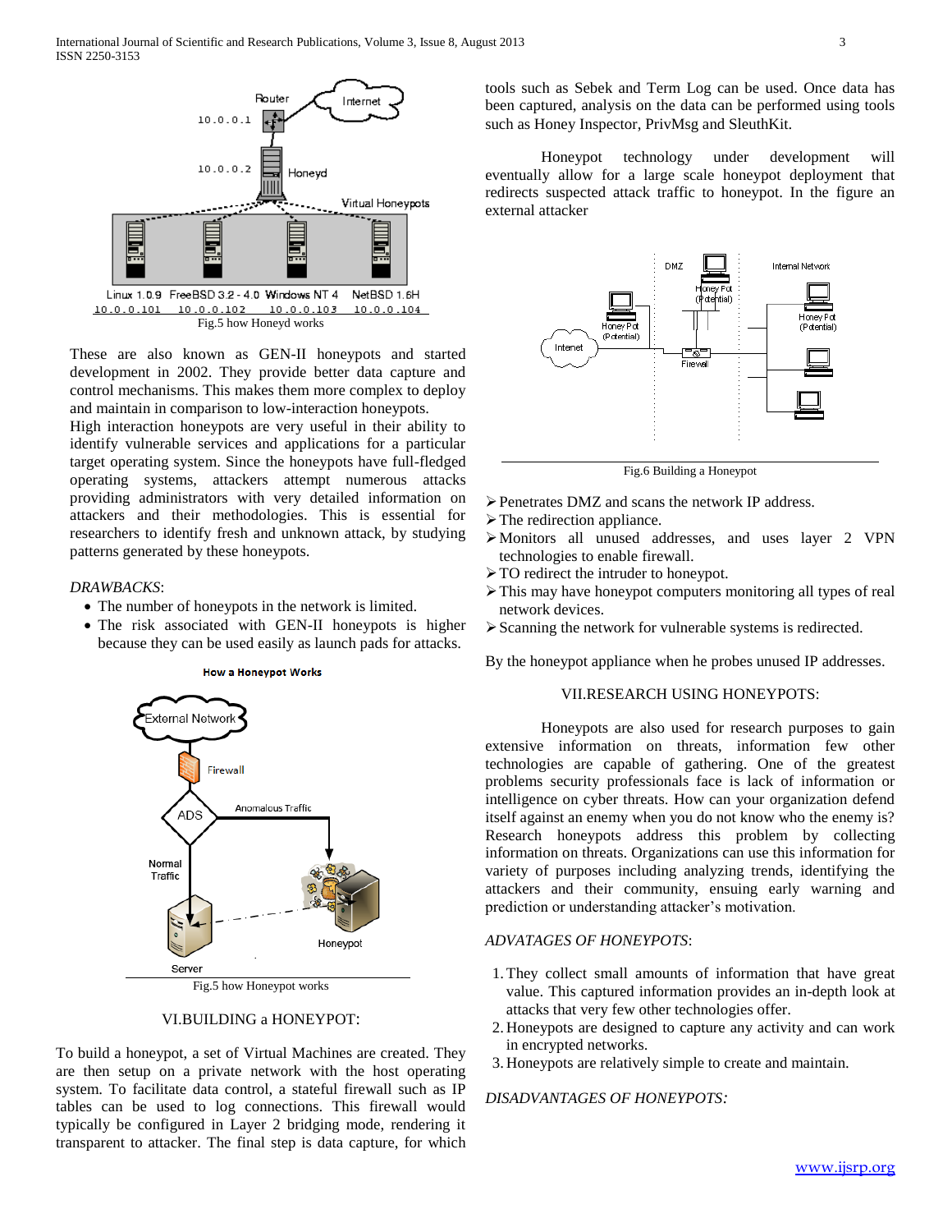Fig.5 how Honeyd works

These are also known as GEN-II honeypots and started development in 2002. They provide better data capture and control mechanisms. This makes them more complex to deploy and maintain in comparison to low-interaction honeypots.

High interaction honeypots are very useful in their ability to identify vulnerable services and applications for a particular target operating system. Since the honeypots have full-fledged operating systems, attackers attempt numerous attacks providing administrators with very detailed information on attackers and their methodologies. This is essential for researchers to identify fresh and unknown attack, by studying patterns generated by these honeypots.

*DRAWBACKS*:

- The number of honeypots in the network is limited.
- The risk associated with GEN-II honeypots is higher because they can be used easily as launch pads for attacks.

Fig.5 how Honeypot works

## VI.BUILDING a HONEYPOT:

To build a honeypot, a set of Virtual Machines are created. They are then setup on a private network with the host operating system. To facilitate data control, a stateful firewall such as IP tables can be used to log connections. This firewall would typically be configured in Layer 2 bridging mode, rendering it transparent to attacker. The final step is data capture, for which tools such as Sebek and Term Log can be used. Once data has been captured, analysis on the data can be performed using tools such as Honey Inspector, PrivMsg and SleuthKit.

Honeypot technology under development will eventually allow for a large scale honeypot deployment that redirects suspected attack traffic to honeypot. In the figure an external attacker

Fig.6 Building a Honeypot

- Penetrates DMZ and scans the network IP address.
- The redirection appliance.
- Monitors all unused addresses, and uses layer 2 VPN technologies to enable firewall.
- TO redirect the intruder to honeypot.
- This may have honeypot computers monitoring all types of real network devices.
- Scanning the network for vulnerable systems is redirected.

By the honeypot appliance when he probes unused IP addresses.

## VII.RESEARCH USING HONEYPOTS:

Honeypots are also used for research purposes to gain extensive information on threats, information few other technologies are capable of gathering. One of the greatest problems security professionals face is lack of information or intelligence on cyber threats. How can your organization defend itself against an enemy when you do not know who the enemy is? Research honeypots address this problem by collecting information on threats. Organizations can use this information for variety of purposes including analyzing trends, identifying the attackers and their community, ensuing early warning and prediction or understanding attacker's motivation.

*ADVATAGES OF HONEYPOTS*:

1. They collect small amounts of information that have great value. This captured information provides an in-depth look at attacks that very few other technologies offer.
2. Honeypots are designed to capture any activity and can work in encrypted networks.
3. Honeypots are relatively simple to create and maintain.

*DISADVANTAGES OF HONEYPOTS:*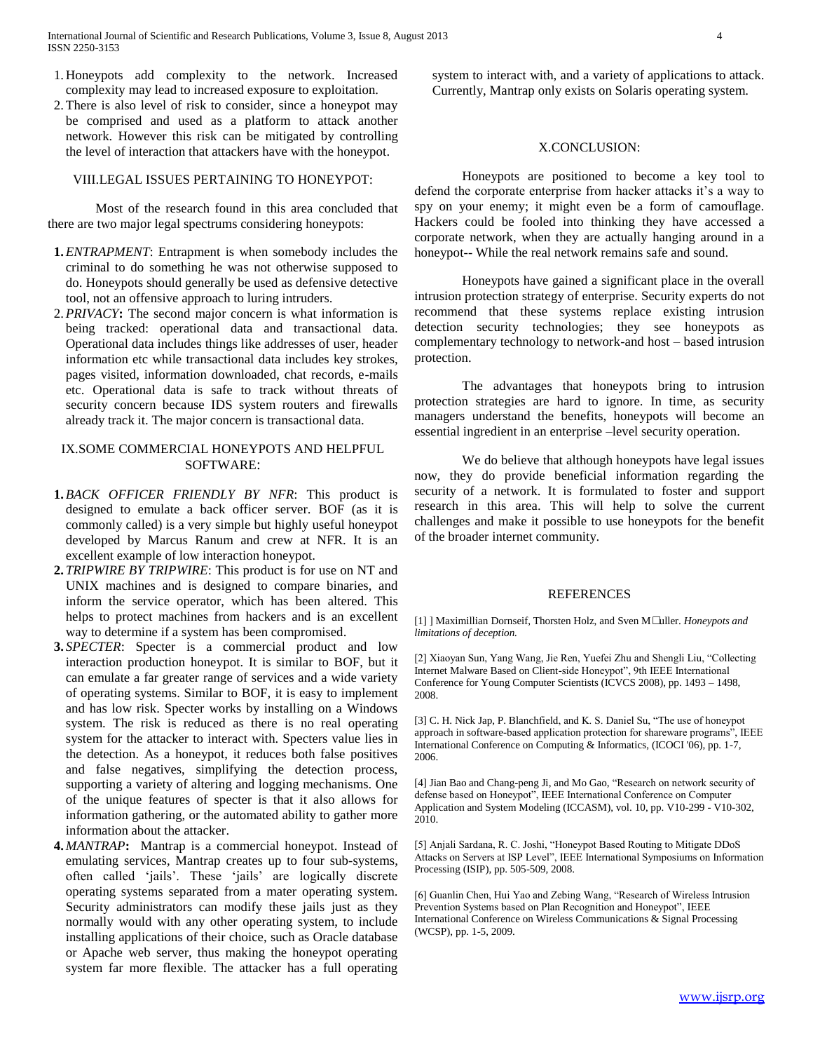2. Honeypots add complexity to the network. Increased complexity may lead to increased exposure to exploitation.
3. There is also level of risk to consider, since a honeypot may be comprised and used as a platform to attack another network. However this risk can be mitigated by controlling the level of interaction that attackers have with the honeypot.

## VIII.LEGAL ISSUES PERTAINING TO HONEYPOT:

Most of the research found in this area concluded that there are two major legal spectrums considering honeypots:

1. *ENTRAPMENT*: Entrapment is when somebody includes the criminal to do something he was not otherwise supposed to do. Honeypots should generally be used as defensive detective tool, not an offensive approach to luring intruders.
2. *PRIVACY***:** The second major concern is what information is being tracked: operational data and transactional data. Operational data includes things like addresses of user, header information etc while transactional data includes key strokes, pages visited, information downloaded, chat records, e-mails etc. Operational data is safe to track without threats of security concern because IDS system routers and firewalls already track it. The major concern is transactional data.

## IX.SOME COMMERCIAL HONEYPOTS AND HELPFUL SOFTWARE:

1. *BACK OFFICER FRIENDLY BY NFR*: This product is designed to emulate a back officer server. BOF (as it is commonly called) is a very simple but highly useful honeypot developed by Marcus Ranum and crew at NFR. It is an excellent example of low interaction honeypot.
2. *TRIPWIRE BY TRIPWIRE*: This product is for use on NT and UNIX machines and is designed to compare binaries, and inform the service operator, which has been altered. This helps to protect machines from hackers and is an excellent way to determine if a system has been compromised.
3. *SPECTER*: Specter is a commercial product and low interaction production honeypot. It is similar to BOF, but it can emulate a far greater range of services and a wide variety of operating systems. Similar to BOF, it is easy to implement and has low risk. Specter works by installing on a Windows system. The risk is reduced as there is no real operating system for the attacker to interact with. Specters value lies in the detection. As a honeypot, it reduces both false positives and false negatives, simplifying the detection process, supporting a variety of altering and logging mechanisms. One of the unique features of specter is that it also allows for information gathering, or the automated ability to gather more information about the attacker.
4. *MANTRAP***:** Mantrap is a commercial honeypot. Instead of emulating services, Mantrap creates up to four sub-systems, often called 'jails'. These 'jails' are logically discrete operating systems separated from a mater operating system. Security administrators can modify these jails just as they normally would with any other operating system, to include installing applications of their choice, such as Oracle database or Apache web server, thus making the honeypot operating system far more flexible. The attacker has a full operating system to interact with, and a variety of applications to attack. Currently, Mantrap only exists on Solaris operating system.

## X.CONCLUSION:

Honeypots are positioned to become a key tool to defend the corporate enterprise from hacker attacks it's a way to spy on your enemy; it might even be a form of camouflage. Hackers could be fooled into thinking they have accessed a corporate network, when they are actually hanging around in a honeypot-- While the real network remains safe and sound.

Honeypots have gained a significant place in the overall intrusion protection strategy of enterprise. Security experts do not recommend that these systems replace existing intrusion detection security technologies; they see honeypots as complementary technology to network-and host – based intrusion protection.

The advantages that honeypots bring to intrusion protection strategies are hard to ignore. In time, as security managers understand the benefits, honeypots will become an essential ingredient in an enterprise –level security operation.

We do believe that although honeypots have legal issues now, they do provide beneficial information regarding the security of a network. It is formulated to foster and support research in this area. This will help to solve the current challenges and make it possible to use honeypots for the benefit of the broader internet community.

## REFERENCES

[1] ] Maximillian Dornseif, Thorsten Holz, and Sven M�uller. *Honeypots and limitations of deception.*

[2] Xiaoyan Sun, Yang Wang, Jie Ren, Yuefei Zhu and Shengli Liu, "Collecting Internet Malware Based on Client-side Honeypot", 9th IEEE International Conference for Young Computer Scientists (ICVCS 2008), pp. 1493 – 1498, 2008.

[3] C. H. Nick Jap, P. Blanchfield, and K. S. Daniel Su, "The use of honeypot approach in software-based application protection for shareware programs", IEEE International Conference on Computing & Informatics, (ICOCI '06), pp. 1-7, 2006.

[4] Jian Bao and Chang-peng Ji, and Mo Gao, "Research on network security of defense based on Honeypot", IEEE International Conference on Computer Application and System Modeling (ICCASM), vol. 10, pp. V10-299 - V10-302, 2010.

[5] Anjali Sardana, R. C. Joshi, "Honeypot Based Routing to Mitigate DDoS Attacks on Servers at ISP Level", IEEE International Symposiums on Information Processing (ISIP), pp. 505-509, 2008.

[6] Guanlin Chen, Hui Yao and Zebing Wang, "Research of Wireless Intrusion Prevention Systems based on Plan Recognition and Honeypot", IEEE International Conference on Wireless Communications & Signal Processing (WCSP), pp. 1-5, 2009.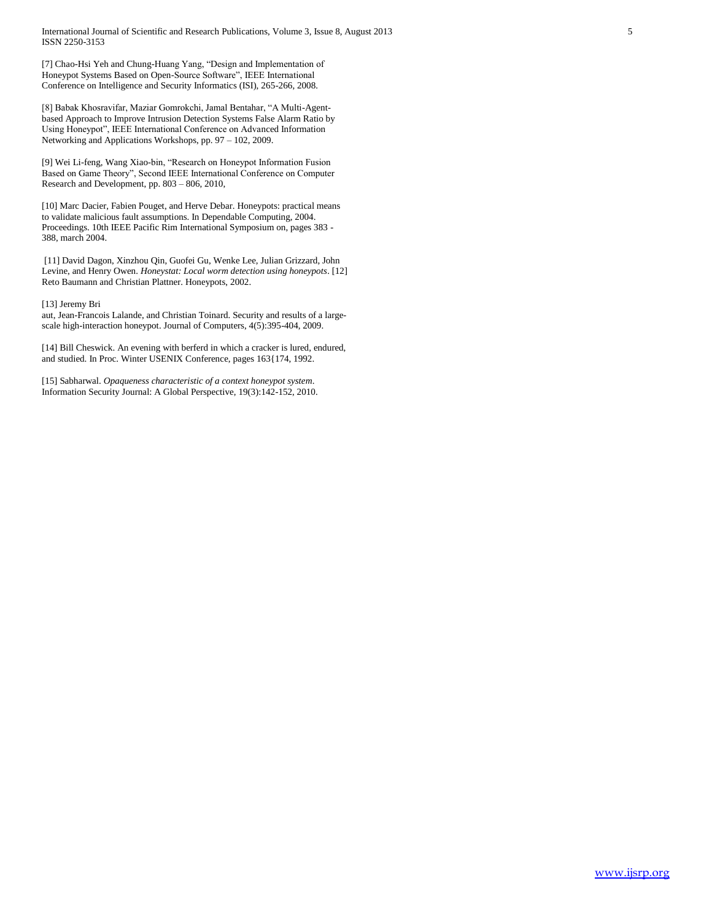[7] Chao-Hsi Yeh and Chung-Huang Yang, "Design and Implementation of Honeypot Systems Based on Open-Source Software", IEEE International Conference on Intelligence and Security Informatics (ISI), 265-266, 2008.

[8] Babak Khosravifar, Maziar Gomrokchi, Jamal Bentahar, "A Multi-Agent-based Approach to Improve Intrusion Detection Systems False Alarm Ratio by Using Honeypot", IEEE International Conference on Advanced Information Networking and Applications Workshops, pp. 97 – 102, 2009.

[9] Wei Li-feng, Wang Xiao-bin, "Research on Honeypot Information Fusion Based on Game Theory", Second IEEE International Conference on Computer Research and Development, pp. 803 – 806, 2010,

[10] Marc Dacier, Fabien Pouget, and Herve Debar. Honeypots: practical means to validate malicious fault assumptions. In Dependable Computing, 2004. Proceedings. 10th IEEE Pacific Rim International Symposium on, pages 383 - 388, march 2004.

[11] David Dagon, Xinzhou Qin, Guofei Gu, Wenke Lee, Julian Grizzard, John Levine, and Henry Owen. *Honeystat: Local worm detection using honeypots*. [12] Reto Baumann and Christian Plattner. Honeypots, 2002.

[13] Jeremy Bri
aut, Jean-Francois Lalande, and Christian Toinard. Security and results of a large-scale high-interaction honeypot. Journal of Computers, 4(5):395-404, 2009.

[14] Bill Cheswick. An evening with berferd in which a cracker is lured, endured, and studied. In Proc. Winter USENIX Conference, pages 163{174, 1992.

[15] Sabharwal. *Opaqueness characteristic of a context honeypot system*. Information Security Journal: A Global Perspective, 19(3):142-152, 2010.